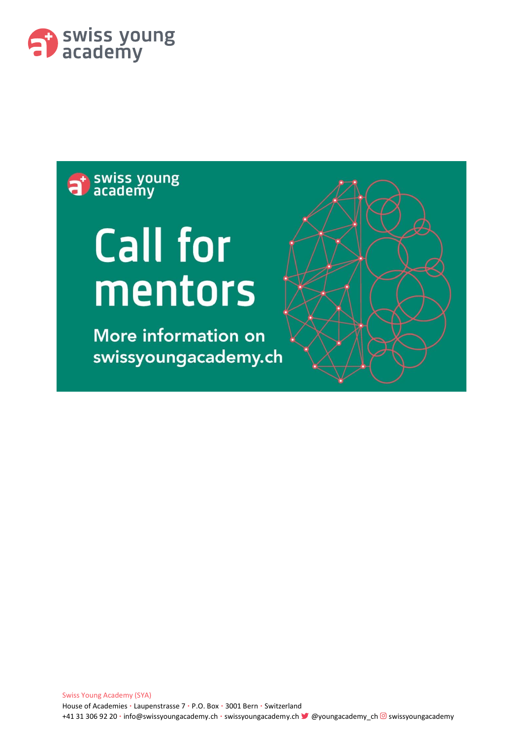swiss young academy

swiss young academy

# Call for mentors

More information on swissyoungacademy.ch

Swiss Young Academy (SYA)
House of Academies · Laupenstrasse 7 · P.O. Box · 3001 Bern · Switzerland
+41 31 306 92 20 · info@swissyoungacademy.ch · swissyoungacademy.ch @youngacademy_ch swissyoungacademy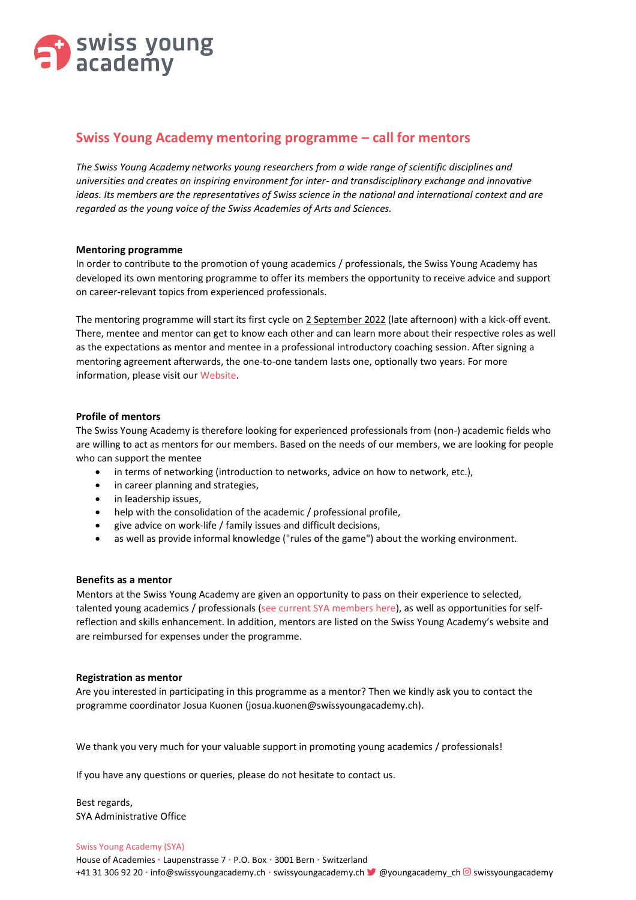swiss young academy

## Swiss Young Academy mentoring programme – call for mentors

*The Swiss Young Academy networks young researchers from a wide range of scientific disciplines and universities and creates an inspiring environment for inter- and transdisciplinary exchange and innovative ideas. Its members are the representatives of Swiss science in the national and international context and are regarded as the young voice of the Swiss Academies of Arts and Sciences.*

### Mentoring programme

In order to contribute to the promotion of young academics / professionals, the Swiss Young Academy has developed its own mentoring programme to offer its members the opportunity to receive advice and support on career-relevant topics from experienced professionals.

The mentoring programme will start its first cycle on 2 September 2022 (late afternoon) with a kick-off event. There, mentee and mentor can get to know each other and can learn more about their respective roles as well as the expectations as mentor and mentee in a professional introductory coaching session. After signing a mentoring agreement afterwards, the one-to-one tandem lasts one, optionally two years. For more information, please visit our Website.

### Profile of mentors

The Swiss Young Academy is therefore looking for experienced professionals from (non-) academic fields who are willing to act as mentors for our members. Based on the needs of our members, we are looking for people who can support the mentee

- in terms of networking (introduction to networks, advice on how to network, etc.),
- in career planning and strategies,
- in leadership issues,
- help with the consolidation of the academic / professional profile,
- give advice on work-life / family issues and difficult decisions,
- as well as provide informal knowledge ("rules of the game") about the working environment.

### Benefits as a mentor

Mentors at the Swiss Young Academy are given an opportunity to pass on their experience to selected, talented young academics / professionals (see current SYA members here), as well as opportunities for self-reflection and skills enhancement. In addition, mentors are listed on the Swiss Young Academy's website and are reimbursed for expenses under the programme.

### Registration as mentor

Are you interested in participating in this programme as a mentor? Then we kindly ask you to contact the programme coordinator Josua Kuonen (josua.kuonen@swissyoungacademy.ch).

We thank you very much for your valuable support in promoting young academics / professionals!

If you have any questions or queries, please do not hesitate to contact us.

Best regards,
SYA Administrative Office

Swiss Young Academy (SYA)
House of Academies · Laupenstrasse 7 · P.O. Box · 3001 Bern · Switzerland
+41 31 306 92 20 · info@swissyoungacademy.ch · swissyoungacademy.ch @youngacademy_ch swissyoungacademy